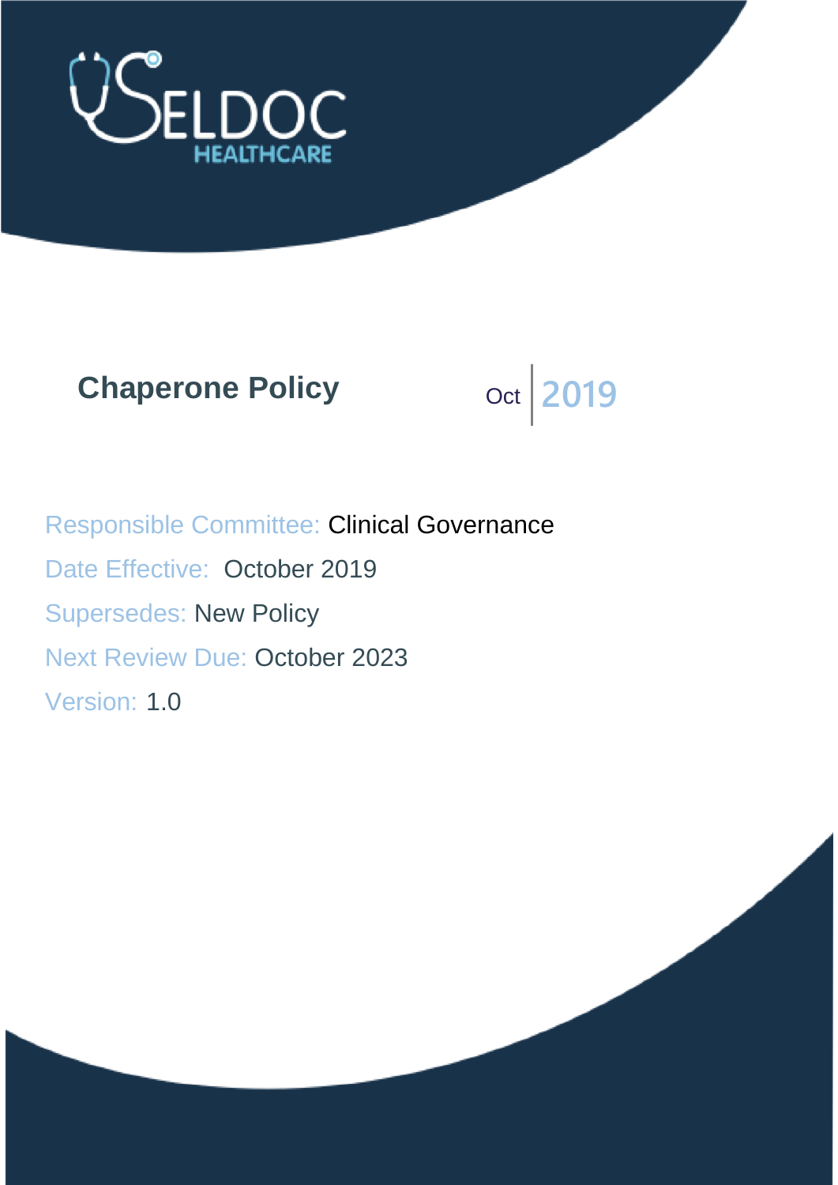SELDOC HEALTHCARE

# Chaperone Policy

Oct | 2019

Responsible Committee: Clinical Governance

Date Effective: October 2019

Supersedes: New Policy

Next Review Due: October 2023

Version: 1.0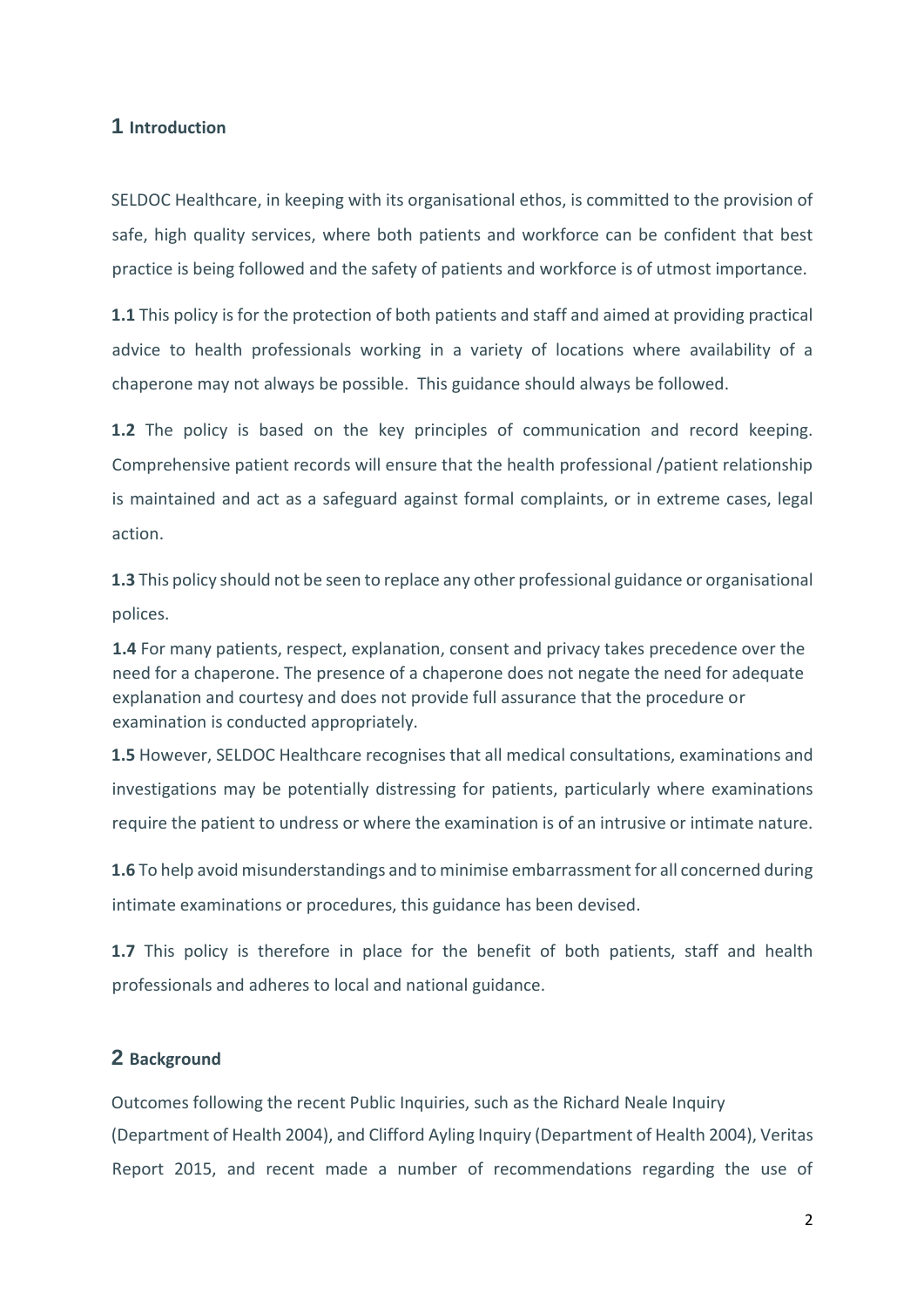## 1 Introduction

SELDOC Healthcare, in keeping with its organisational ethos, is committed to the provision of safe, high quality services, where both patients and workforce can be confident that best practice is being followed and the safety of patients and workforce is of utmost importance.

**1.1** This policy is for the protection of both patients and staff and aimed at providing practical advice to health professionals working in a variety of locations where availability of a chaperone may not always be possible. This guidance should always be followed.

**1.2** The policy is based on the key principles of communication and record keeping. Comprehensive patient records will ensure that the health professional /patient relationship is maintained and act as a safeguard against formal complaints, or in extreme cases, legal action.

**1.3** This policy should not be seen to replace any other professional guidance or organisational polices.

**1.4** For many patients, respect, explanation, consent and privacy takes precedence over the need for a chaperone. The presence of a chaperone does not negate the need for adequate explanation and courtesy and does not provide full assurance that the procedure or examination is conducted appropriately.

**1.5** However, SELDOC Healthcare recognises that all medical consultations, examinations and investigations may be potentially distressing for patients, particularly where examinations require the patient to undress or where the examination is of an intrusive or intimate nature.

**1.6** To help avoid misunderstandings and to minimise embarrassment for all concerned during intimate examinations or procedures, this guidance has been devised.

**1.7** This policy is therefore in place for the benefit of both patients, staff and health professionals and adheres to local and national guidance.

## 2 Background

Outcomes following the recent Public Inquiries, such as the Richard Neale Inquiry (Department of Health 2004), and Clifford Ayling Inquiry (Department of Health 2004), Veritas Report 2015, and recent made a number of recommendations regarding the use of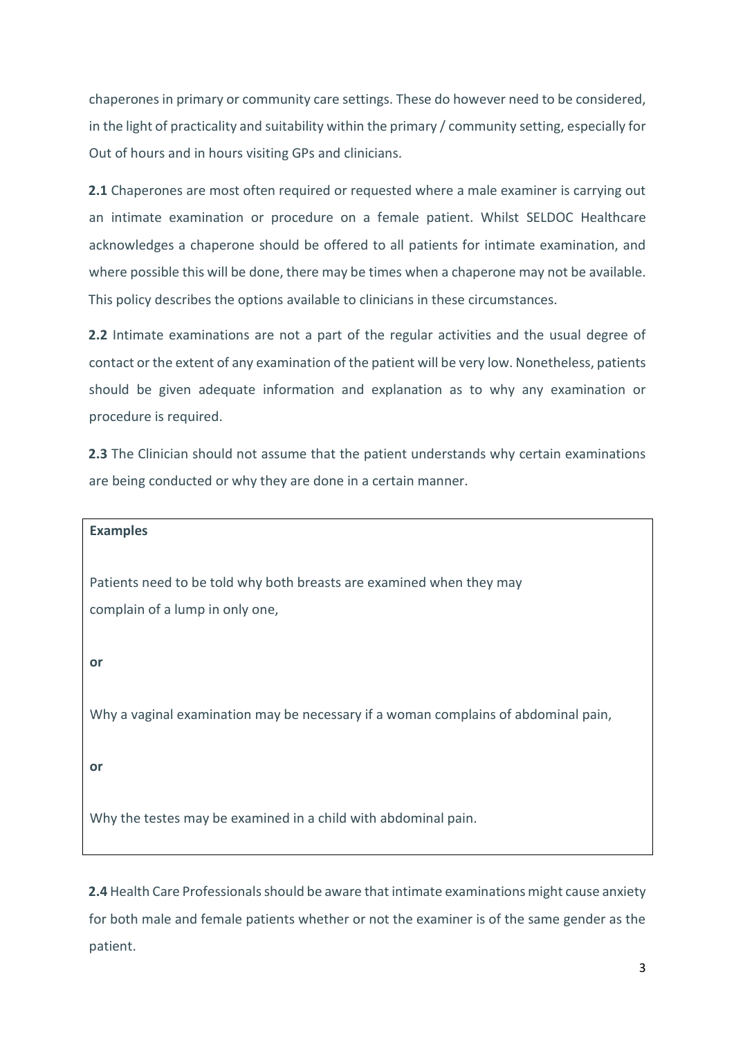chaperones in primary or community care settings. These do however need to be considered, in the light of practicality and suitability within the primary / community setting, especially for Out of hours and in hours visiting GPs and clinicians.

**2.1** Chaperones are most often required or requested where a male examiner is carrying out an intimate examination or procedure on a female patient. Whilst SELDOC Healthcare acknowledges a chaperone should be offered to all patients for intimate examination, and where possible this will be done, there may be times when a chaperone may not be available. This policy describes the options available to clinicians in these circumstances.

**2.2** Intimate examinations are not a part of the regular activities and the usual degree of contact or the extent of any examination of the patient will be very low. Nonetheless, patients should be given adequate information and explanation as to why any examination or procedure is required.

**2.3** The Clinician should not assume that the patient understands why certain examinations are being conducted or why they are done in a certain manner.

> **Examples**
>
> Patients need to be told why both breasts are examined when they may complain of a lump in only one,
>
> **or**
>
> Why a vaginal examination may be necessary if a woman complains of abdominal pain,
>
> **or**
>
> Why the testes may be examined in a child with abdominal pain.

**2.4** Health Care Professionals should be aware that intimate examinations might cause anxiety for both male and female patients whether or not the examiner is of the same gender as the patient.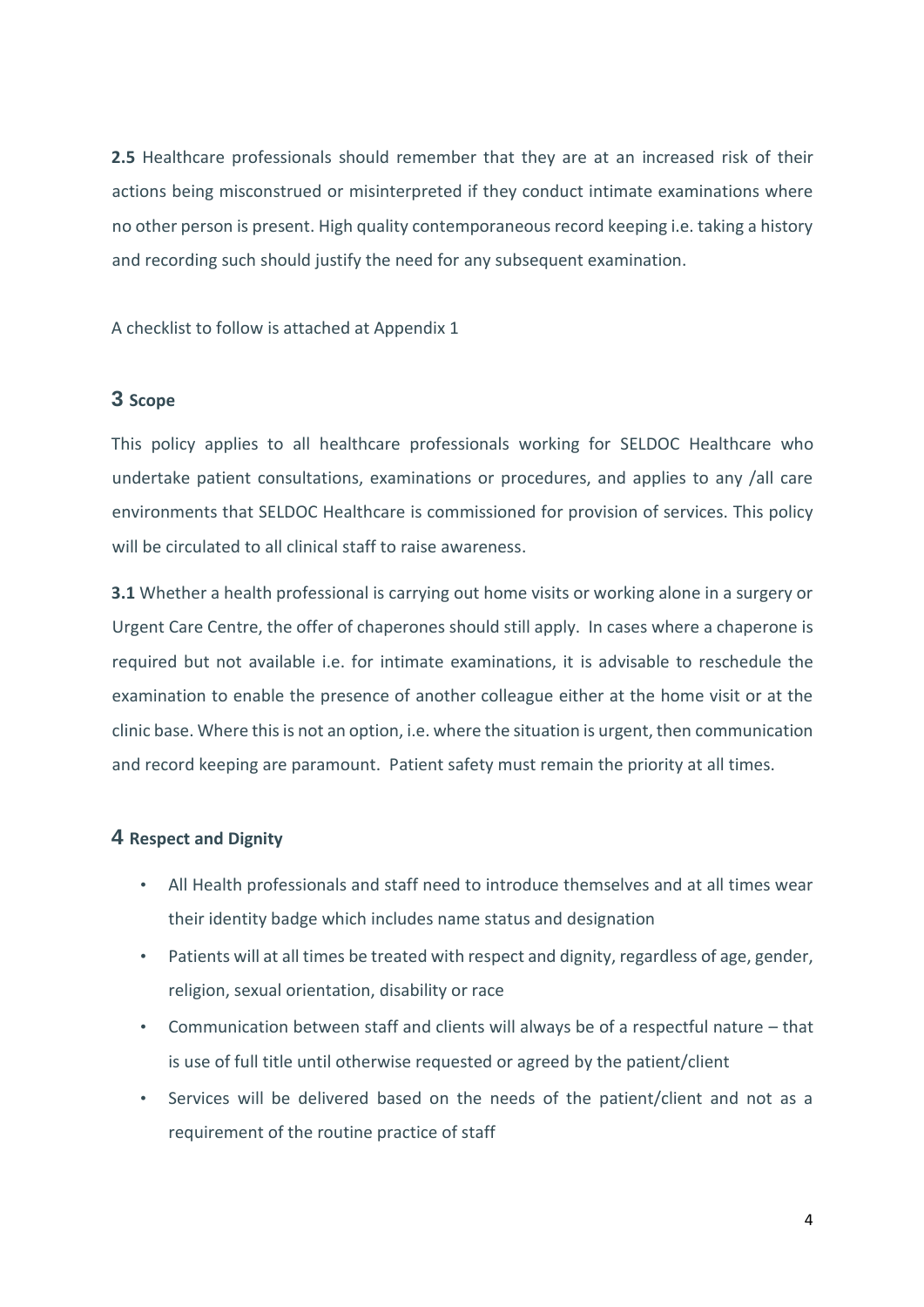**2.5** Healthcare professionals should remember that they are at an increased risk of their actions being misconstrued or misinterpreted if they conduct intimate examinations where no other person is present. High quality contemporaneous record keeping i.e. taking a history and recording such should justify the need for any subsequent examination.

A checklist to follow is attached at Appendix 1

## 3 Scope

This policy applies to all healthcare professionals working for SELDOC Healthcare who undertake patient consultations, examinations or procedures, and applies to any /all care environments that SELDOC Healthcare is commissioned for provision of services. This policy will be circulated to all clinical staff to raise awareness.

**3.1** Whether a health professional is carrying out home visits or working alone in a surgery or Urgent Care Centre, the offer of chaperones should still apply. In cases where a chaperone is required but not available i.e. for intimate examinations, it is advisable to reschedule the examination to enable the presence of another colleague either at the home visit or at the clinic base. Where this is not an option, i.e. where the situation is urgent, then communication and record keeping are paramount. Patient safety must remain the priority at all times.

## 4 Respect and Dignity

- All Health professionals and staff need to introduce themselves and at all times wear their identity badge which includes name status and designation
- Patients will at all times be treated with respect and dignity, regardless of age, gender, religion, sexual orientation, disability or race
- Communication between staff and clients will always be of a respectful nature – that is use of full title until otherwise requested or agreed by the patient/client
- Services will be delivered based on the needs of the patient/client and not as a requirement of the routine practice of staff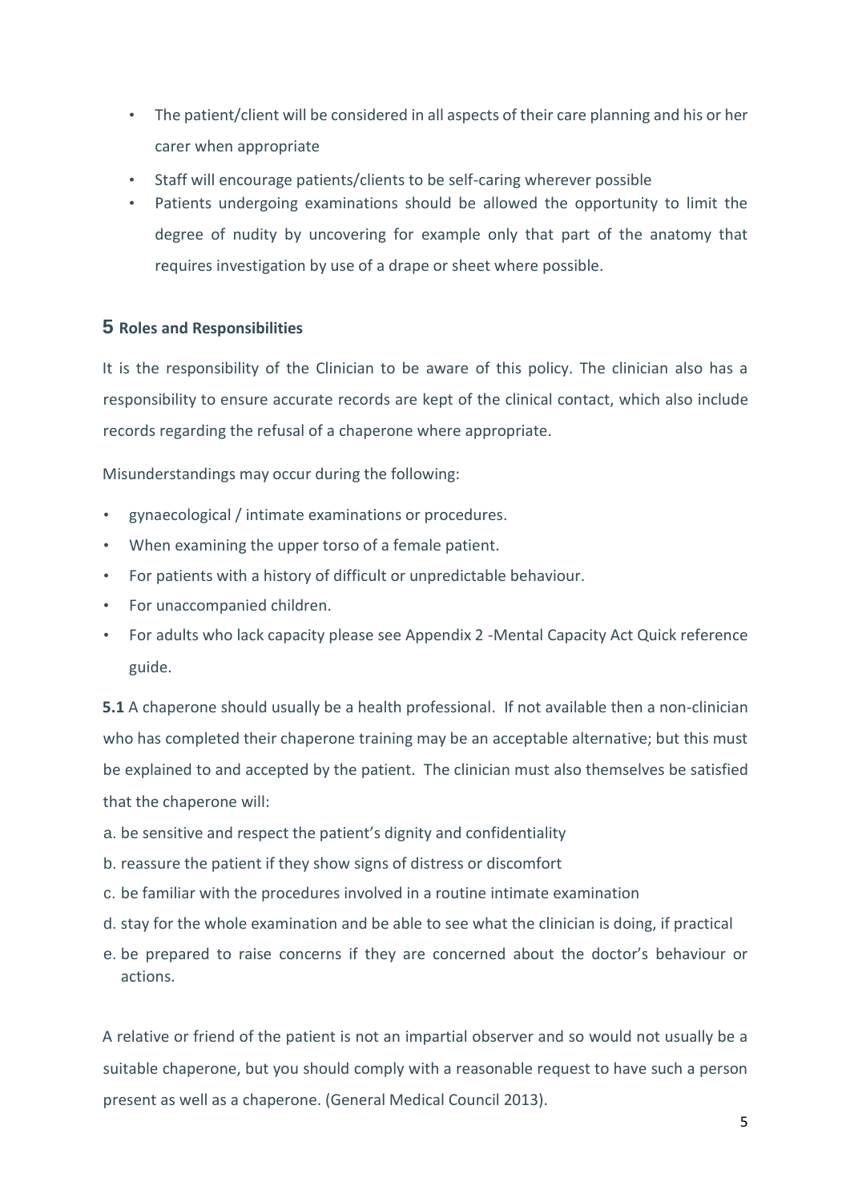- The patient/client will be considered in all aspects of their care planning and his or her carer when appropriate
- Staff will encourage patients/clients to be self-caring wherever possible
- Patients undergoing examinations should be allowed the opportunity to limit the degree of nudity by uncovering for example only that part of the anatomy that requires investigation by use of a drape or sheet where possible.

## 5 Roles and Responsibilities

It is the responsibility of the Clinician to be aware of this policy. The clinician also has a responsibility to ensure accurate records are kept of the clinical contact, which also include records regarding the refusal of a chaperone where appropriate.

Misunderstandings may occur during the following:

- gynaecological / intimate examinations or procedures.
- When examining the upper torso of a female patient.
- For patients with a history of difficult or unpredictable behaviour.
- For unaccompanied children.
- For adults who lack capacity please see Appendix 2 -Mental Capacity Act Quick reference guide.

**5.1** A chaperone should usually be a health professional. If not available then a non-clinician who has completed their chaperone training may be an acceptable alternative; but this must be explained to and accepted by the patient. The clinician must also themselves be satisfied that the chaperone will:

a. be sensitive and respect the patient's dignity and confidentiality

b. reassure the patient if they show signs of distress or discomfort

c. be familiar with the procedures involved in a routine intimate examination

d. stay for the whole examination and be able to see what the clinician is doing, if practical

e. be prepared to raise concerns if they are concerned about the doctor's behaviour or actions.

A relative or friend of the patient is not an impartial observer and so would not usually be a suitable chaperone, but you should comply with a reasonable request to have such a person present as well as a chaperone. (General Medical Council 2013).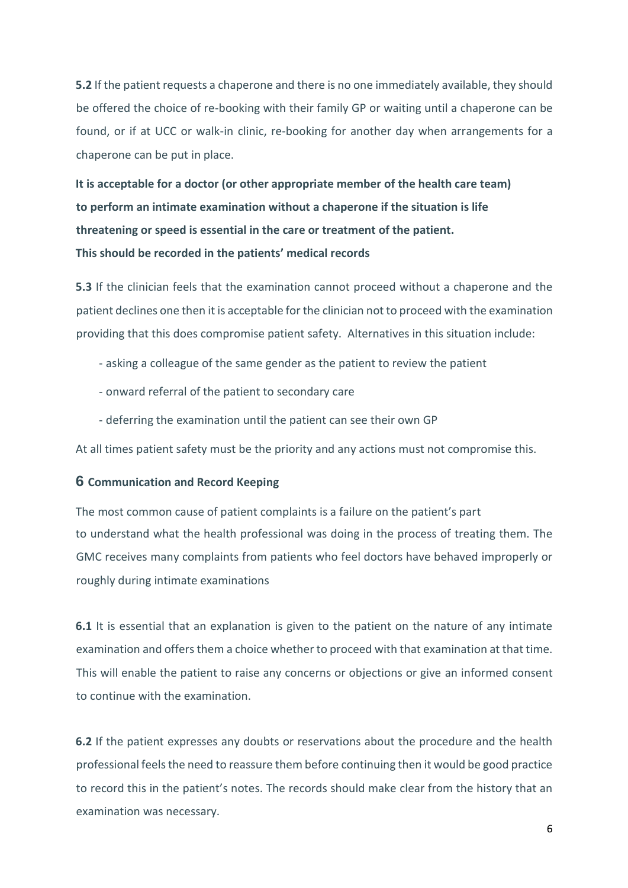**5.2** If the patient requests a chaperone and there is no one immediately available, they should be offered the choice of re-booking with their family GP or waiting until a chaperone can be found, or if at UCC or walk-in clinic, re-booking for another day when arrangements for a chaperone can be put in place.

**It is acceptable for a doctor (or other appropriate member of the health care team) to perform an intimate examination without a chaperone if the situation is life threatening or speed is essential in the care or treatment of the patient.**
**This should be recorded in the patients' medical records**

**5.3** If the clinician feels that the examination cannot proceed without a chaperone and the patient declines one then it is acceptable for the clinician not to proceed with the examination providing that this does compromise patient safety. Alternatives in this situation include:

- asking a colleague of the same gender as the patient to review the patient
- onward referral of the patient to secondary care
- deferring the examination until the patient can see their own GP

At all times patient safety must be the priority and any actions must not compromise this.

## 6 Communication and Record Keeping

The most common cause of patient complaints is a failure on the patient's part to understand what the health professional was doing in the process of treating them. The GMC receives many complaints from patients who feel doctors have behaved improperly or roughly during intimate examinations

**6.1** It is essential that an explanation is given to the patient on the nature of any intimate examination and offers them a choice whether to proceed with that examination at that time. This will enable the patient to raise any concerns or objections or give an informed consent to continue with the examination.

**6.2** If the patient expresses any doubts or reservations about the procedure and the health professional feels the need to reassure them before continuing then it would be good practice to record this in the patient's notes. The records should make clear from the history that an examination was necessary.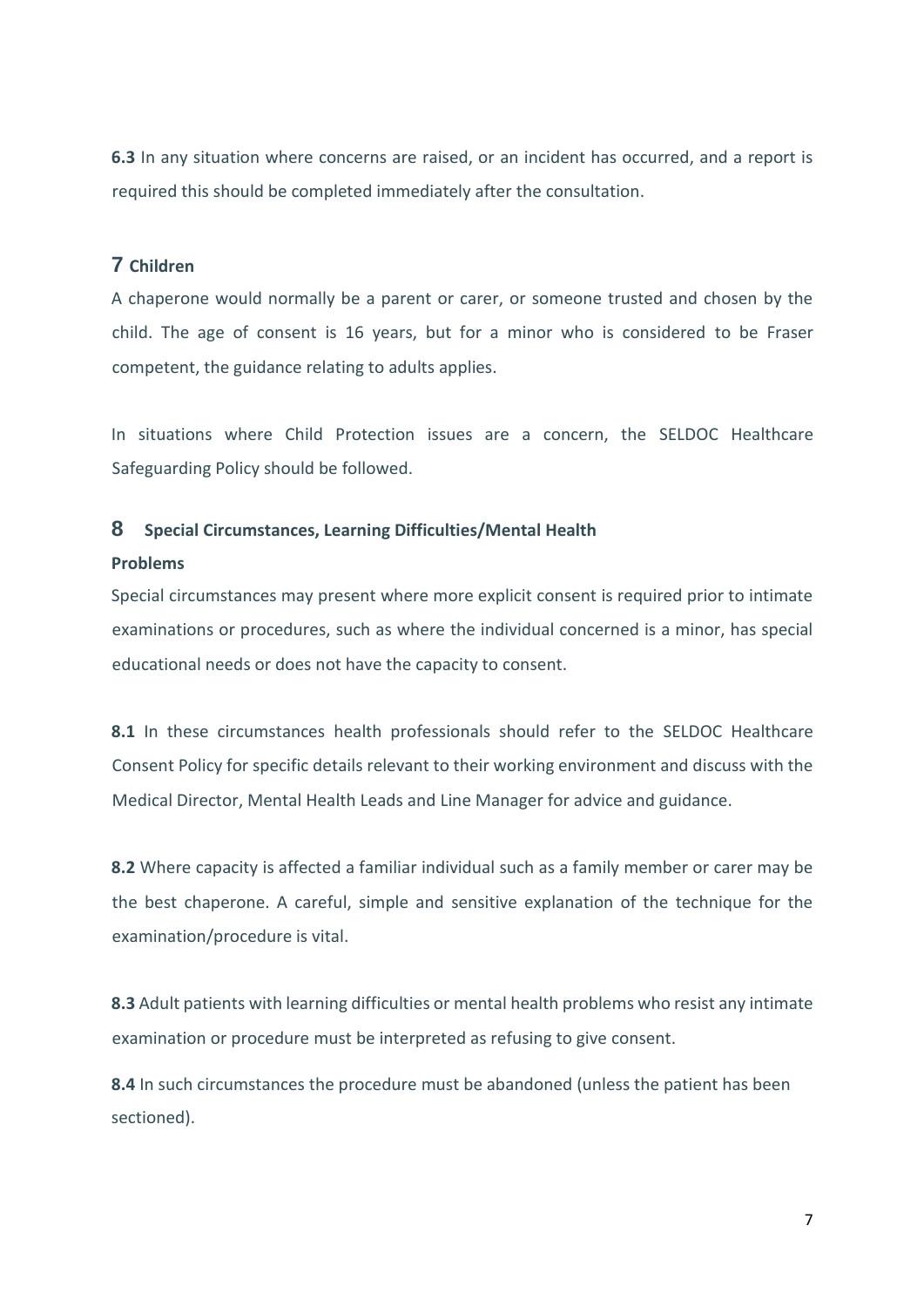**6.3** In any situation where concerns are raised, or an incident has occurred, and a report is required this should be completed immediately after the consultation.

## 7 Children

A chaperone would normally be a parent or carer, or someone trusted and chosen by the child. The age of consent is 16 years, but for a minor who is considered to be Fraser competent, the guidance relating to adults applies.

In situations where Child Protection issues are a concern, the SELDOC Healthcare Safeguarding Policy should be followed.

## 8 Special Circumstances, Learning Difficulties/Mental Health Problems

Special circumstances may present where more explicit consent is required prior to intimate examinations or procedures, such as where the individual concerned is a minor, has special educational needs or does not have the capacity to consent.

**8.1** In these circumstances health professionals should refer to the SELDOC Healthcare Consent Policy for specific details relevant to their working environment and discuss with the Medical Director, Mental Health Leads and Line Manager for advice and guidance.

**8.2** Where capacity is affected a familiar individual such as a family member or carer may be the best chaperone. A careful, simple and sensitive explanation of the technique for the examination/procedure is vital.

**8.3** Adult patients with learning difficulties or mental health problems who resist any intimate examination or procedure must be interpreted as refusing to give consent.

**8.4** In such circumstances the procedure must be abandoned (unless the patient has been sectioned).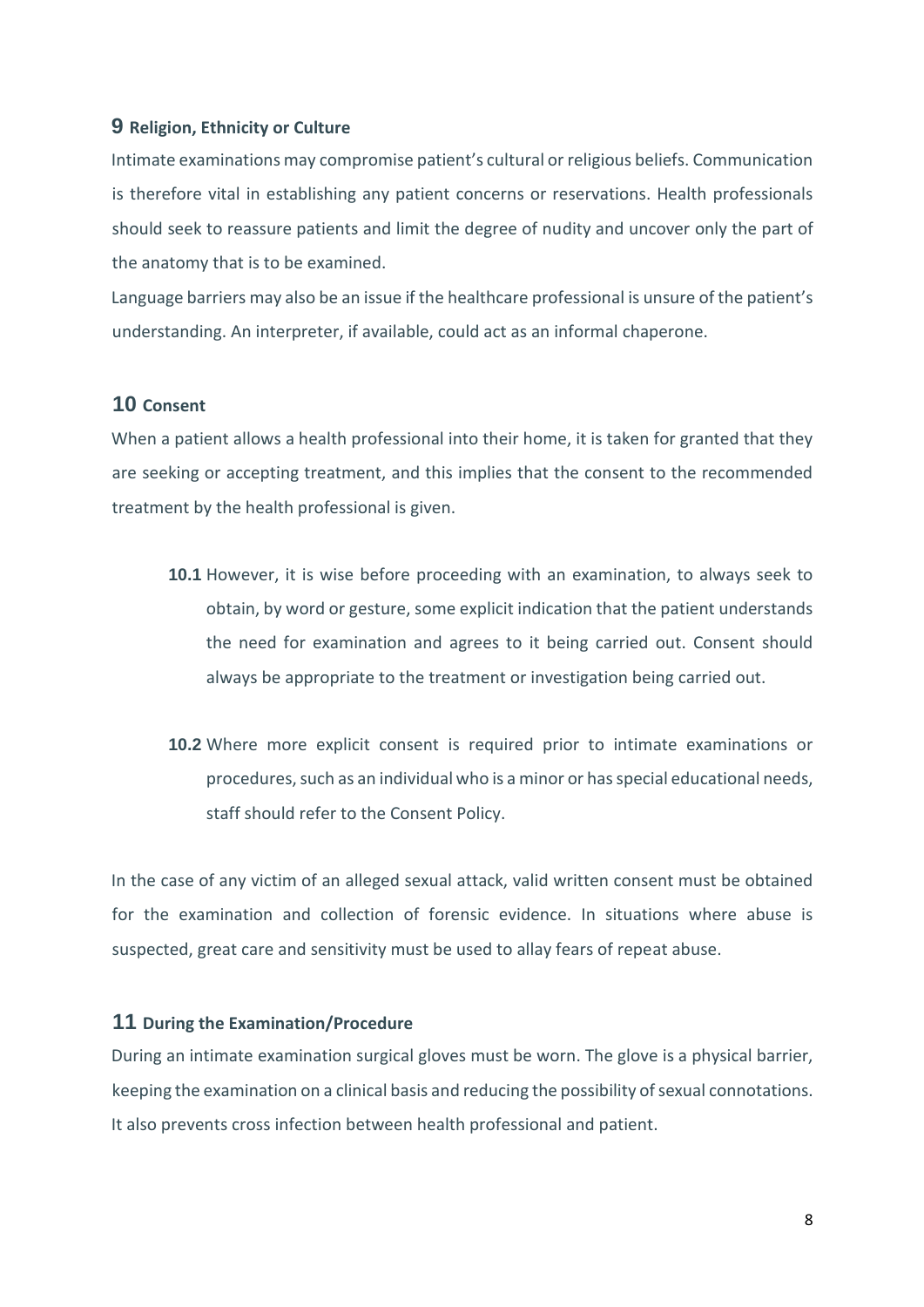## 9 Religion, Ethnicity or Culture

Intimate examinations may compromise patient's cultural or religious beliefs. Communication is therefore vital in establishing any patient concerns or reservations. Health professionals should seek to reassure patients and limit the degree of nudity and uncover only the part of the anatomy that is to be examined.

Language barriers may also be an issue if the healthcare professional is unsure of the patient's understanding. An interpreter, if available, could act as an informal chaperone.

## 10 Consent

When a patient allows a health professional into their home, it is taken for granted that they are seeking or accepting treatment, and this implies that the consent to the recommended treatment by the health professional is given.

**10.1** However, it is wise before proceeding with an examination, to always seek to obtain, by word or gesture, some explicit indication that the patient understands the need for examination and agrees to it being carried out. Consent should always be appropriate to the treatment or investigation being carried out.

**10.2** Where more explicit consent is required prior to intimate examinations or procedures, such as an individual who is a minor or has special educational needs, staff should refer to the Consent Policy.

In the case of any victim of an alleged sexual attack, valid written consent must be obtained for the examination and collection of forensic evidence. In situations where abuse is suspected, great care and sensitivity must be used to allay fears of repeat abuse.

## 11 During the Examination/Procedure

During an intimate examination surgical gloves must be worn. The glove is a physical barrier, keeping the examination on a clinical basis and reducing the possibility of sexual connotations. It also prevents cross infection between health professional and patient.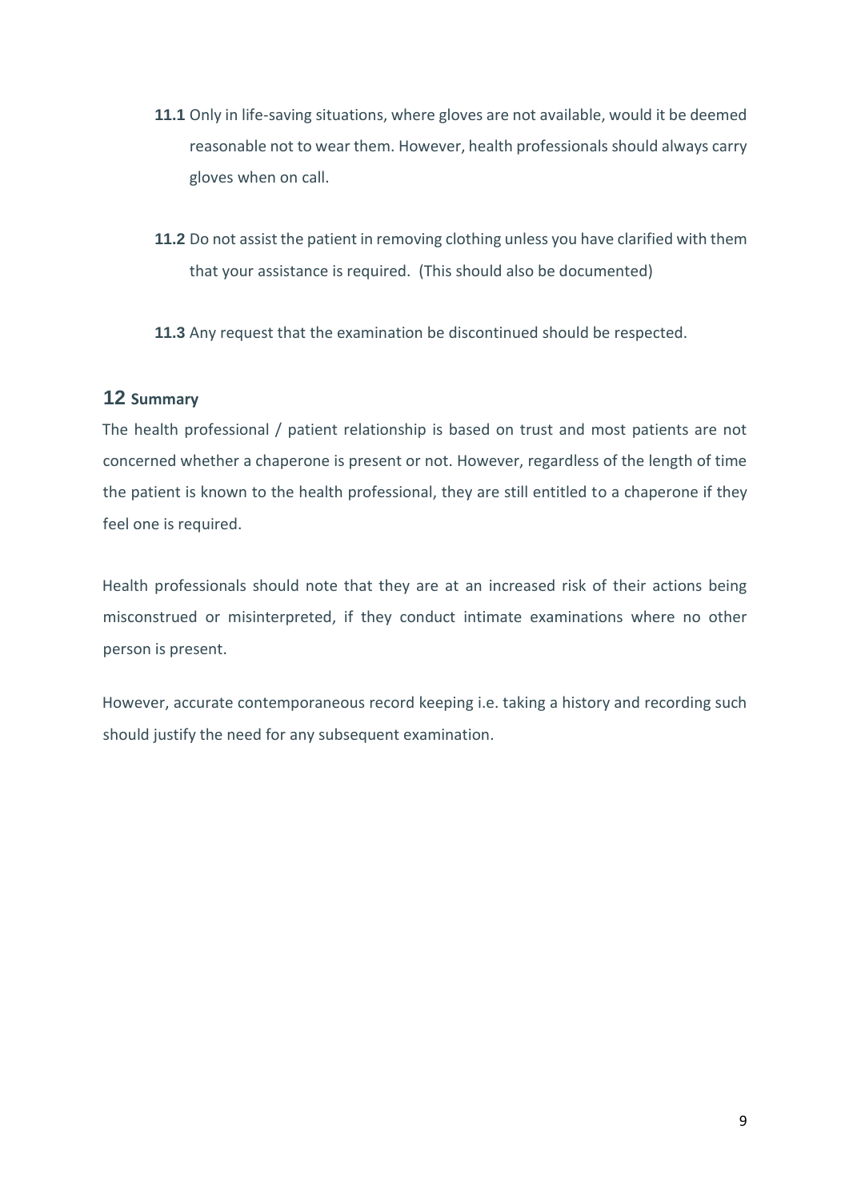**11.1** Only in life-saving situations, where gloves are not available, would it be deemed reasonable not to wear them. However, health professionals should always carry gloves when on call.

**11.2** Do not assist the patient in removing clothing unless you have clarified with them that your assistance is required. (This should also be documented)

**11.3** Any request that the examination be discontinued should be respected.

## 12 Summary

The health professional / patient relationship is based on trust and most patients are not concerned whether a chaperone is present or not. However, regardless of the length of time the patient is known to the health professional, they are still entitled to a chaperone if they feel one is required.

Health professionals should note that they are at an increased risk of their actions being misconstrued or misinterpreted, if they conduct intimate examinations where no other person is present.

However, accurate contemporaneous record keeping i.e. taking a history and recording such should justify the need for any subsequent examination.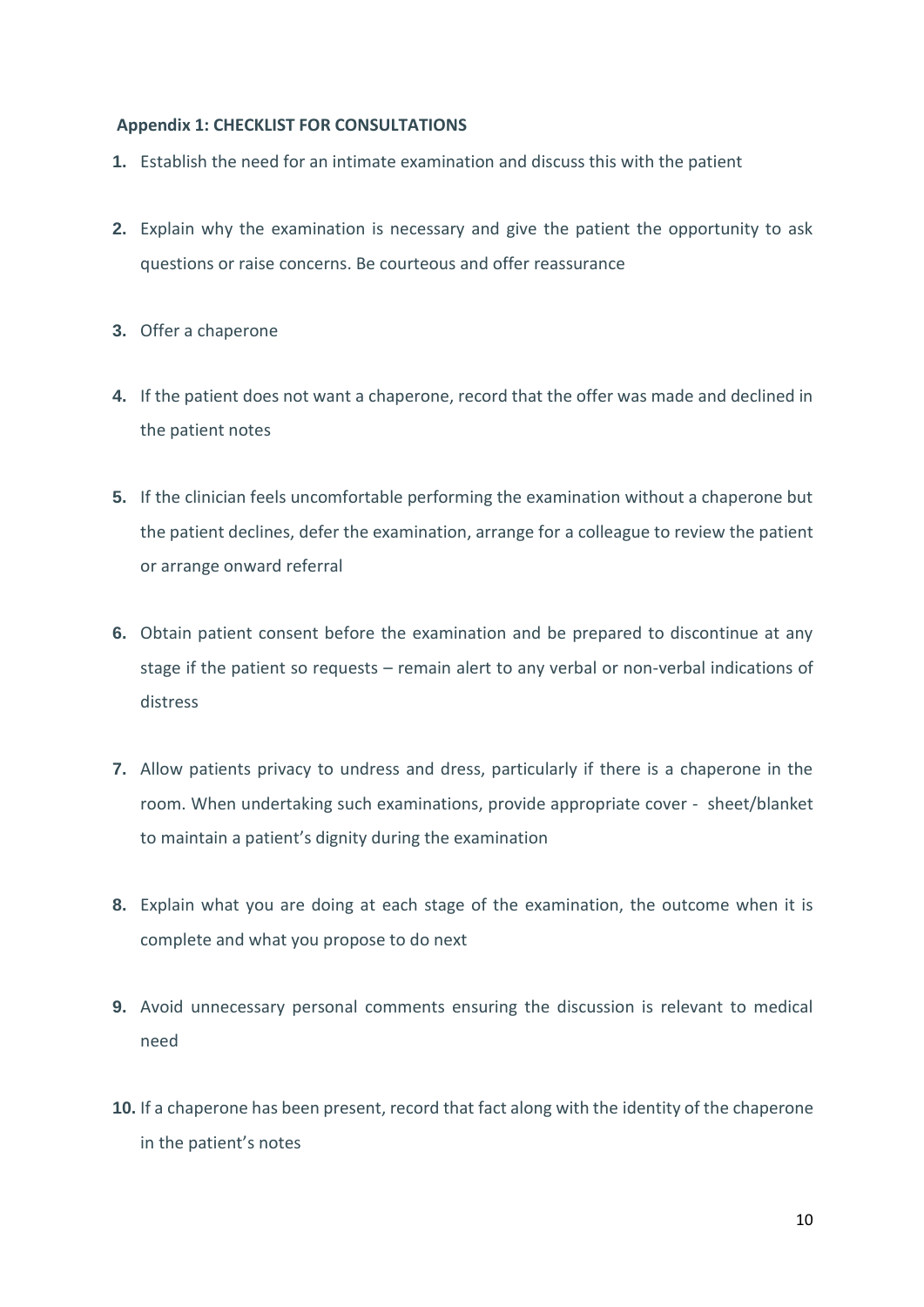**Appendix 1: CHECKLIST FOR CONSULTATIONS**

1. Establish the need for an intimate examination and discuss this with the patient
2. Explain why the examination is necessary and give the patient the opportunity to ask questions or raise concerns. Be courteous and offer reassurance
3. Offer a chaperone
4. If the patient does not want a chaperone, record that the offer was made and declined in the patient notes
5. If the clinician feels uncomfortable performing the examination without a chaperone but the patient declines, defer the examination, arrange for a colleague to review the patient or arrange onward referral
6. Obtain patient consent before the examination and be prepared to discontinue at any stage if the patient so requests – remain alert to any verbal or non-verbal indications of distress
7. Allow patients privacy to undress and dress, particularly if there is a chaperone in the room. When undertaking such examinations, provide appropriate cover - sheet/blanket to maintain a patient's dignity during the examination
8. Explain what you are doing at each stage of the examination, the outcome when it is complete and what you propose to do next
9. Avoid unnecessary personal comments ensuring the discussion is relevant to medical need
10. If a chaperone has been present, record that fact along with the identity of the chaperone in the patient's notes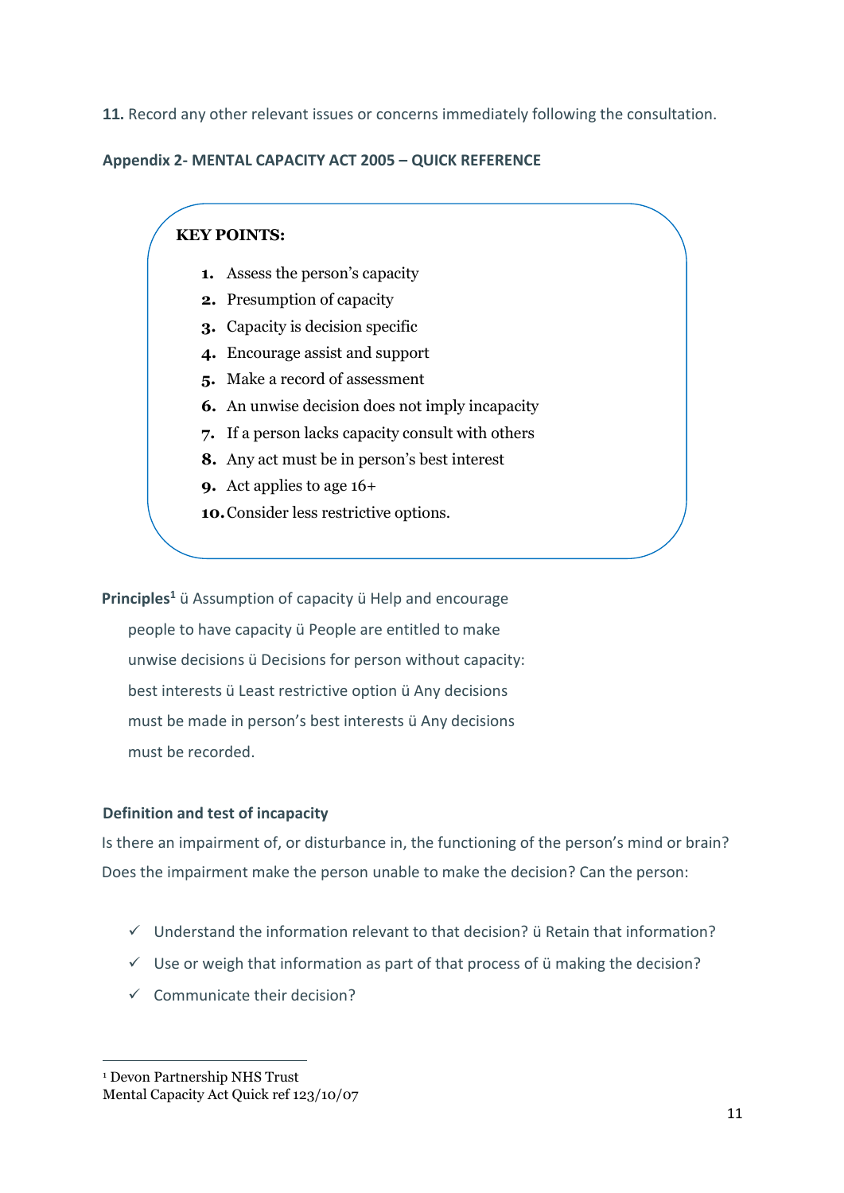11. Record any other relevant issues or concerns immediately following the consultation.

**Appendix 2- MENTAL CAPACITY ACT 2005 – QUICK REFERENCE**

**KEY POINTS:**

1. Assess the person's capacity
2. Presumption of capacity
3. Capacity is decision specific
4. Encourage assist and support
5. Make a record of assessment
6. An unwise decision does not imply incapacity
7. If a person lacks capacity consult with others
8. Any act must be in person's best interest
9. Act applies to age 16+
10. Consider less restrictive options.

**Principles**[1] ü Assumption of capacity ü Help and encourage people to have capacity ü People are entitled to make unwise decisions ü Decisions for person without capacity: best interests ü Least restrictive option ü Any decisions must be made in person's best interests ü Any decisions must be recorded.

**Definition and test of incapacity**

Is there an impairment of, or disturbance in, the functioning of the person's mind or brain? Does the impairment make the person unable to make the decision? Can the person:

- ✓ Understand the information relevant to that decision? ü Retain that information?
- ✓ Use or weigh that information as part of that process of ü making the decision?
- ✓ Communicate their decision?

---

[1] Devon Partnership NHS Trust
Mental Capacity Act Quick ref 123/10/07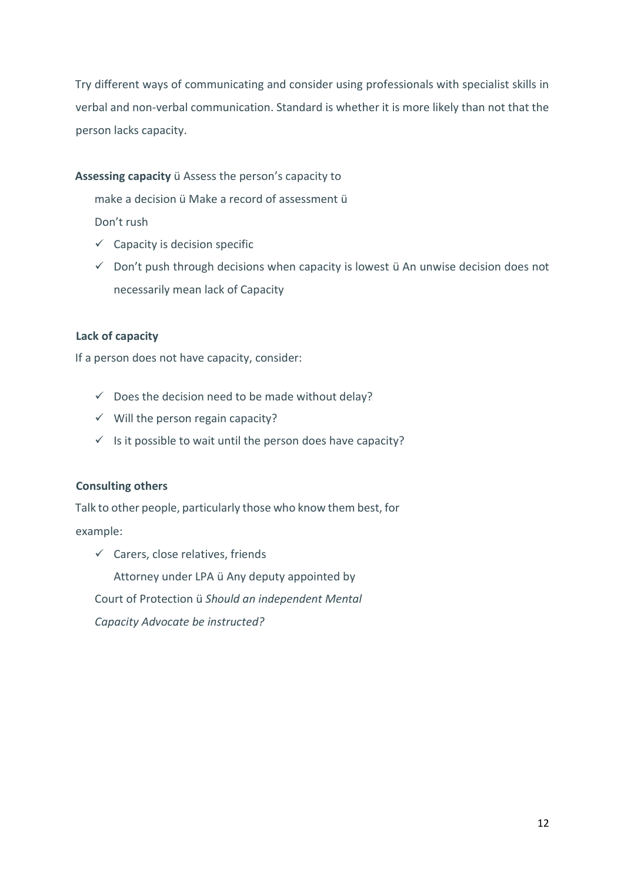Try different ways of communicating and consider using professionals with specialist skills in verbal and non-verbal communication. Standard is whether it is more likely than not that the person lacks capacity.

**Assessing capacity** ü Assess the person's capacity to make a decision ü Make a record of assessment ü Don't rush

- ✓ Capacity is decision specific
- ✓ Don't push through decisions when capacity is lowest ü An unwise decision does not necessarily mean lack of Capacity

**Lack of capacity**

If a person does not have capacity, consider:

- ✓ Does the decision need to be made without delay?
- ✓ Will the person regain capacity?
- ✓ Is it possible to wait until the person does have capacity?

**Consulting others**

Talk to other people, particularly those who know them best, for example:

- ✓ Carers, close relatives, friends

  Attorney under LPA ü Any deputy appointed by Court of Protection ü *Should an independent Mental Capacity Advocate be instructed?*